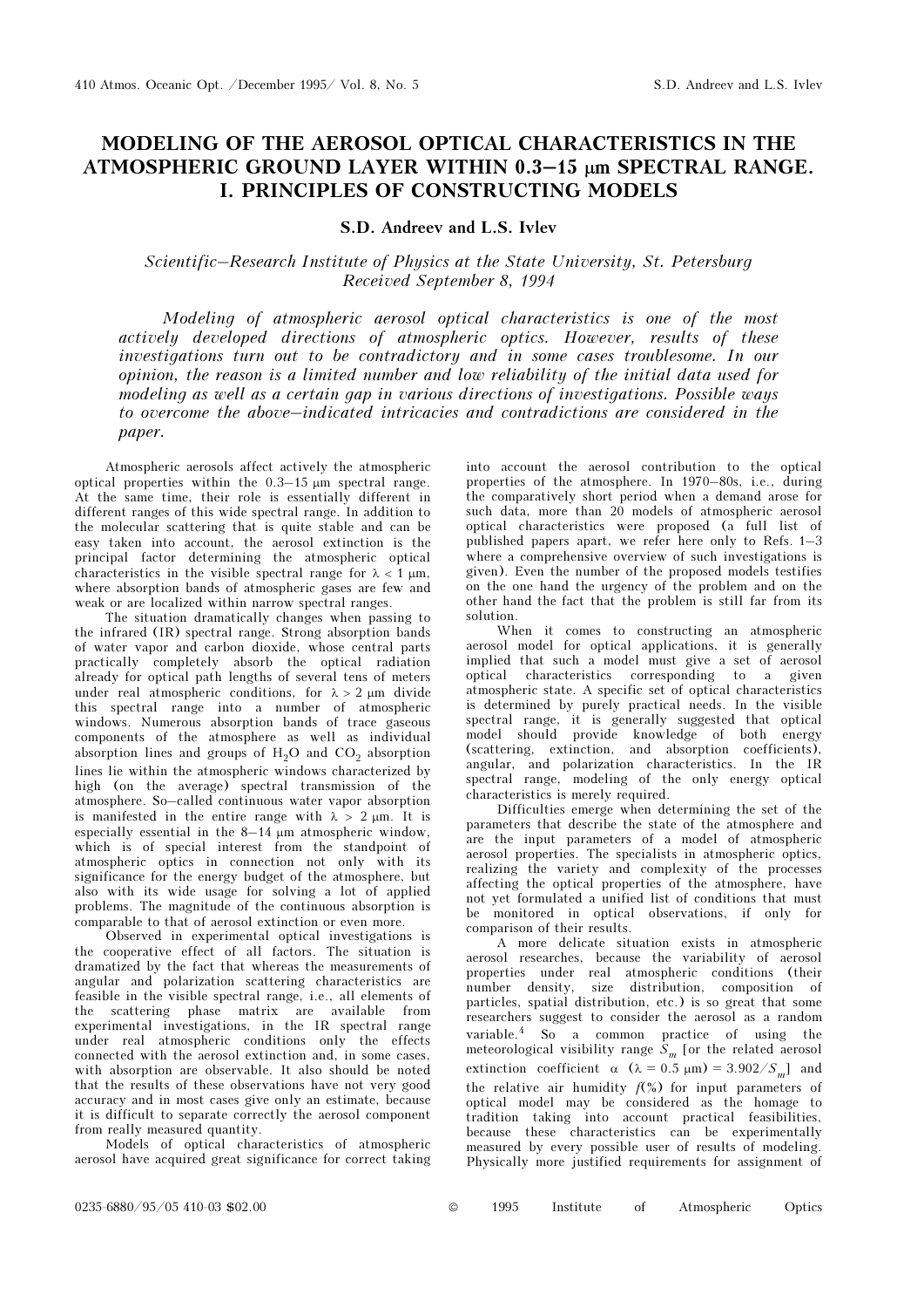# MODELING OF THE AEROSOL OPTICAL CHARACTERISTICS IN THE ATMOSPHERIC GROUND LAYER WITHIN 0.3–15 μm SPECTRAL RANGE. I. PRINCIPLES OF CONSTRUCTING MODELS

**S.D. Andreev and L.S. Ivlev**

*Scientific–Research Institute of Physics at the State University, St. Petersburg*
*Received September 8, 1994*

*Modeling of atmospheric aerosol optical characteristics is one of the most actively developed directions of atmospheric optics. However, results of these investigations turn out to be contradictory and in some cases troublesome. In our opinion, the reason is a limited number and low reliability of the initial data used for modeling as well as a certain gap in various directions of investigations. Possible ways to overcome the above–indicated intricacies and contradictions are considered in the paper.*

Atmospheric aerosols affect actively the atmospheric optical properties within the 0.3–15 μm spectral range. At the same time, their role is essentially different in different ranges of this wide spectral range. In addition to the molecular scattering that is quite stable and can be easy taken into account, the aerosol extinction is the principal factor determining the atmospheric optical characteristics in the visible spectral range for $\lambda < 1$ μm, where absorption bands of atmospheric gases are few and weak or are localized within narrow spectral ranges.

The situation dramatically changes when passing to the infrared (IR) spectral range. Strong absorption bands of water vapor and carbon dioxide, whose central parts practically completely absorb the optical radiation already for optical path lengths of several tens of meters under real atmospheric conditions, for $\lambda > 2$ μm divide this spectral range into a number of atmospheric windows. Numerous absorption bands of trace gaseous components of the atmosphere as well as individual absorption lines and groups of $H_2O$ and $CO_2$ absorption lines lie within the atmospheric windows characterized by high (on the average) spectral transmission of the atmosphere. So–called continuous water vapor absorption is manifested in the entire range with $\lambda > 2$ μm. It is especially essential in the 8–14 μm atmospheric window, which is of special interest from the standpoint of atmospheric optics in connection not only with its significance for the energy budget of the atmosphere, but also with its wide usage for solving a lot of applied problems. The magnitude of the continuous absorption is comparable to that of aerosol extinction or even more.

Observed in experimental optical investigations is the cooperative effect of all factors. The situation is dramatized by the fact that whereas the measurements of angular and polarization scattering characteristics are feasible in the visible spectral range, i.e., all elements of the scattering phase matrix are available from experimental investigations, in the IR spectral range under real atmospheric conditions only the effects connected with the aerosol extinction and, in some cases, with absorption are observable. It also should be noted that the results of these observations have not very good accuracy and in most cases give only an estimate, because it is difficult to separate correctly the aerosol component from really measured quantity.

Models of optical characteristics of atmospheric aerosol have acquired great significance for correct taking into account the aerosol contribution to the optical properties of the atmosphere. In 1970–80s, i.e., during the comparatively short period when a demand arose for such data, more than 20 models of atmospheric aerosol optical characteristics were proposed (a full list of published papers apart, we refer here only to Refs. 1–3 where a comprehensive overview of such investigations is given). Even the number of the proposed models testifies on the one hand the urgency of the problem and on the other hand the fact that the problem is still far from its solution.

When it comes to constructing an atmospheric aerosol model for optical applications, it is generally implied that such a model must give a set of aerosol optical characteristics corresponding to a given atmospheric state. A specific set of optical characteristics is determined by purely practical needs. In the visible spectral range, it is generally suggested that optical model should provide knowledge of both energy (scattering, extinction, and absorption coefficients), angular, and polarization characteristics. In the IR spectral range, modeling of the only energy optical characteristics is merely required.

Difficulties emerge when determining the set of the parameters that describe the state of the atmosphere and are the input parameters of a model of atmospheric aerosol properties. The specialists in atmospheric optics, realizing the variety and complexity of the processes affecting the optical properties of the atmosphere, have not yet formulated a unified list of conditions that must be monitored in optical observations, if only for comparison of their results.

A more delicate situation exists in atmospheric aerosol researches, because the variability of aerosol properties under real atmospheric conditions (their number density, size distribution, composition of particles, spatial distribution, etc.) is so great that some researchers suggest to consider the aerosol as a random variable.[4] So a common practice of using the meteorological visibility range $S_m$ [or the related aerosol extinction coefficient $\alpha$ ($\lambda = 0.5$ μm) $= 3.902/S_m$] and the relative air humidity $f$(%) for input parameters of optical model may be considered as the homage to tradition taking into account practical feasibilities, because these characteristics can be experimentally measured by every possible user of results of modeling. Physically more justified requirements for assignment of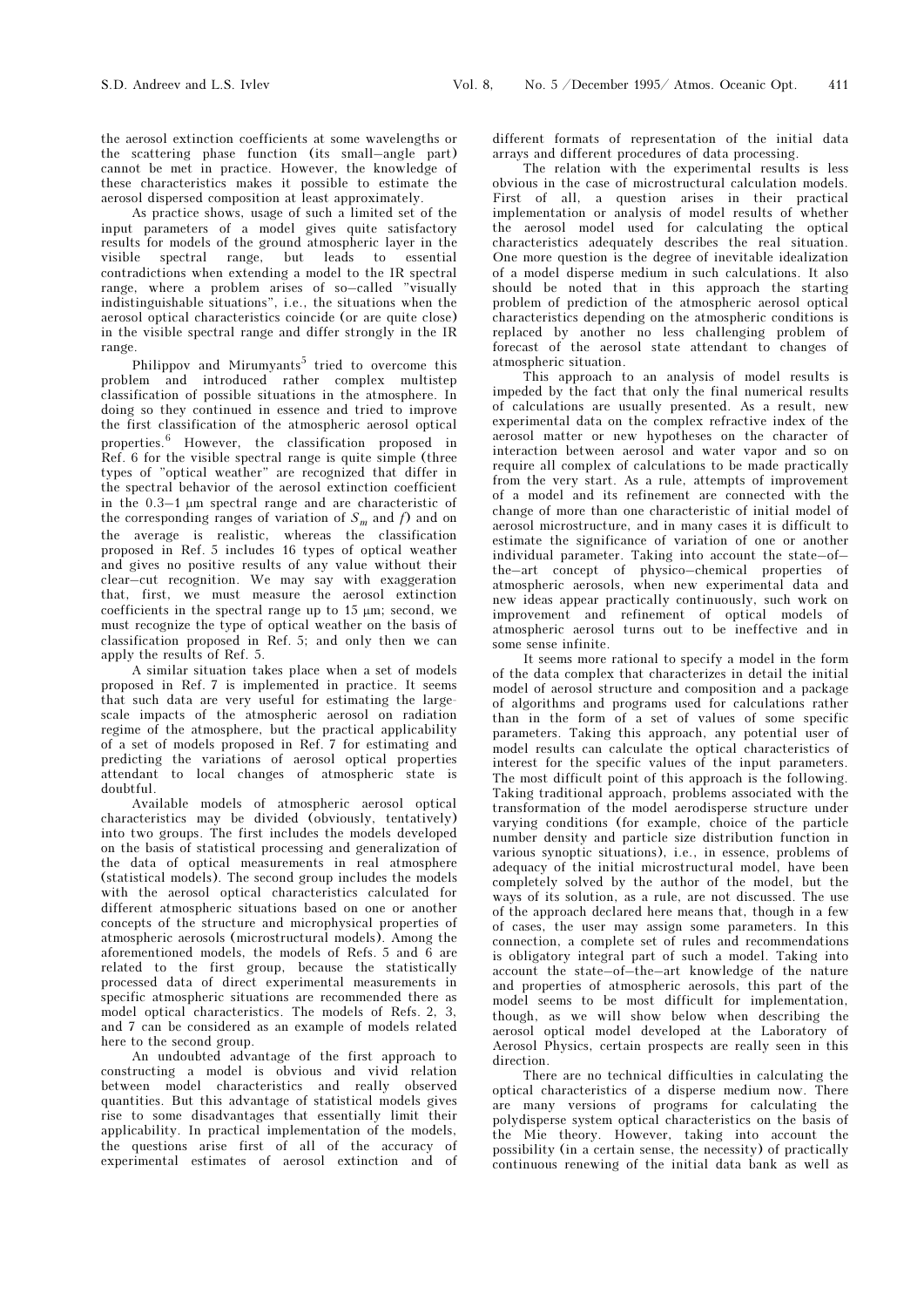the aerosol extinction coefficients at some wavelengths or the scattering phase function (its small–angle part) cannot be met in practice. However, the knowledge of these characteristics makes it possible to estimate the aerosol dispersed composition at least approximately.

As practice shows, usage of such a limited set of the input parameters of a model gives quite satisfactory results for models of the ground atmospheric layer in the visible spectral range, but leads to essential contradictions when extending a model to the IR spectral range, where a problem arises of so–called "visually indistinguishable situations", i.e., the situations when the aerosol optical characteristics coincide (or are quite close) in the visible spectral range and differ strongly in the IR range.

Philippov and Mirumyants[5] tried to overcome this problem and introduced rather complex multistep classification of possible situations in the atmosphere. In doing so they continued in essence and tried to improve the first classification of the atmospheric aerosol optical properties.[6] However, the classification proposed in Ref. 6 for the visible spectral range is quite simple (three types of "optical weather" are recognized that differ in the spectral behavior of the aerosol extinction coefficient in the 0.3–1 μm spectral range and are characteristic of the corresponding ranges of variation of $S_m$ and $f$) and on the average is realistic, whereas the classification proposed in Ref. 5 includes 16 types of optical weather and gives no positive results of any value without their clear–cut recognition. We may say with exaggeration that, first, we must measure the aerosol extinction coefficients in the spectral range up to 15 μm; second, we must recognize the type of optical weather on the basis of classification proposed in Ref. 5; and only then we can apply the results of Ref. 5.

A similar situation takes place when a set of models proposed in Ref. 7 is implemented in practice. It seems that such data are very useful for estimating the large-scale impacts of the atmospheric aerosol on radiation regime of the atmosphere, but the practical applicability of a set of models proposed in Ref. 7 for estimating and predicting the variations of aerosol optical properties attendant to local changes of atmospheric state is doubtful.

Available models of atmospheric aerosol optical characteristics may be divided (obviously, tentatively) into two groups. The first includes the models developed on the basis of statistical processing and generalization of the data of optical measurements in real atmosphere (statistical models). The second group includes the models with the aerosol optical characteristics calculated for different atmospheric situations based on one or another concepts of the structure and microphysical properties of atmospheric aerosols (microstructural models). Among the aforementioned models, the models of Refs. 5 and 6 are related to the first group, because the statistically processed data of direct experimental measurements in specific atmospheric situations are recommended there as model optical characteristics. The models of Refs. 2, 3, and 7 can be considered as an example of models related here to the second group.

An undoubted advantage of the first approach to constructing a model is obvious and vivid relation between model characteristics and really observed quantities. But this advantage of statistical models gives rise to some disadvantages that essentially limit their applicability. In practical implementation of the models, the questions arise first of all of the accuracy of experimental estimates of aerosol extinction and of different formats of representation of the initial data arrays and different procedures of data processing.

The relation with the experimental results is less obvious in the case of microstructural calculation models. First of all, a question arises in their practical implementation or analysis of model results of whether the aerosol model used for calculating the optical characteristics adequately describes the real situation. One more question is the degree of inevitable idealization of a model disperse medium in such calculations. It also should be noted that in this approach the starting problem of prediction of the atmospheric aerosol optical characteristics depending on the atmospheric conditions is replaced by another no less challenging problem of forecast of the aerosol state attendant to changes of atmospheric situation.

This approach to an analysis of model results is impeded by the fact that only the final numerical results of calculations are usually presented. As a result, new experimental data on the complex refractive index of the aerosol matter or new hypotheses on the character of interaction between aerosol and water vapor and so on require all complex of calculations to be made practically from the very start. As a rule, attempts of improvement of a model and its refinement are connected with the change of more than one characteristic of initial model of aerosol microstructure, and in many cases it is difficult to estimate the significance of variation of one or another individual parameter. Taking into account the state–of–the–art concept of physico–chemical properties of atmospheric aerosols, when new experimental data and new ideas appear practically continuously, such work on improvement and refinement of optical models of atmospheric aerosol turns out to be ineffective and in some sense infinite.

It seems more rational to specify a model in the form of the data complex that characterizes in detail the initial model of aerosol structure and composition and a package of algorithms and programs used for calculations rather than in the form of a set of values of some specific parameters. Taking this approach, any potential user of model results can calculate the optical characteristics of interest for the specific values of the input parameters. The most difficult point of this approach is the following. Taking traditional approach, problems associated with the transformation of the model aerodisperse structure under varying conditions (for example, choice of the particle number density and particle size distribution function in various synoptic situations), i.e., in essence, problems of adequacy of the initial microstructural model, have been completely solved by the author of the model, but the ways of its solution, as a rule, are not discussed. The use of the approach declared here means that, though in a few of cases, the user may assign some parameters. In this connection, a complete set of rules and recommendations is obligatory integral part of such a model. Taking into account the state–of–the–art knowledge of the nature and properties of atmospheric aerosols, this part of the model seems to be most difficult for implementation, though, as we will show below when describing the aerosol optical model developed at the Laboratory of Aerosol Physics, certain prospects are really seen in this direction.

There are no technical difficulties in calculating the optical characteristics of a disperse medium now. There are many versions of programs for calculating the polydisperse system optical characteristics on the basis of the Mie theory. However, taking into account the possibility (in a certain sense, the necessity) of practically continuous renewing of the initial data bank as well as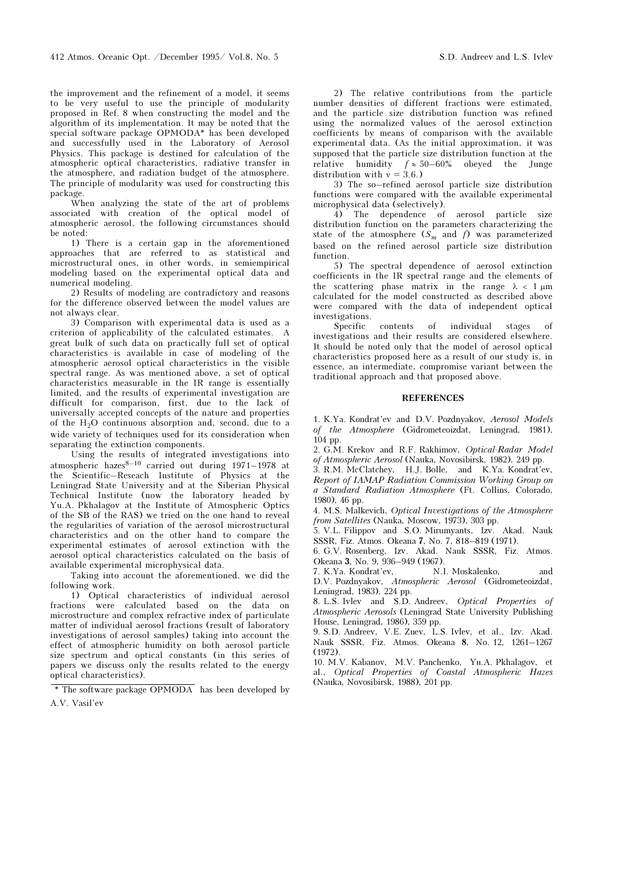the improvement and the refinement of a model, it seems to be very useful to use the principle of modularity proposed in Ref. 8 when constructing the model and the algorithm of its implementation. It may be noted that the special software package OPMODA* has been developed and successfully used in the Laboratory of Aerosol Physics. This package is destined for calculation of the atmospheric optical characteristics, radiative transfer in the atmosphere, and radiation budget of the atmosphere. The principle of modularity was used for constructing this package.

When analyzing the state of the art of problems associated with creation of the optical model of atmospheric aerosol, the following circumstances should be noted:

1) There is a certain gap in the aforementioned approaches that are referred to as statistical and microstructural ones, in other words, in semiempirical modeling based on the experimental optical data and numerical modeling.

2) Results of modeling are contradictory and reasons for the difference observed between the model values are not always clear.

3) Comparison with experimental data is used as a criterion of applicability of the calculated estimates. A great bulk of such data on practically full set of optical characteristics is available in case of modeling of the atmospheric aerosol optical characteristics in the visible spectral range. As was mentioned above, a set of optical characteristics measurable in the IR range is essentially limited, and the results of experimental investigation are difficult for comparison, first, due to the lack of universally accepted concepts of the nature and properties of the $H_2O$ continuous absorption and, second, due to a wide variety of techniques used for its consideration when separating the extinction components.

Using the results of integrated investigations into atmospheric hazes[8–10] carried out during 1971–1978 at the Scientific–Reseach Institute of Physics at the Leningrad State University and at the Siberian Physical Technical Institute (now the laboratory headed by Yu.A. Pkhalagov at the Institute of Atmospheric Optics of the SB of the RAS) we tried on the one hand to reveal the regularities of variation of the aerosol microstructural characteristics and on the other hand to compare the experimental estimates of aerosol extinction with the aerosol optical characteristics calculated on the basis of available experimental microphysical data.

Taking into account the aforementioned, we did the following work.

1) Optical characteristics of individual aerosol fractions were calculated based on the data on microstructure and complex refractive index of particulate matter of individual aerosol fractions (result of laboratory investigations of aerosol samples) taking into account the effect of atmospheric humidity on both aerosol particle size spectrum and optical constants (in this series of papers we discuss only the results related to the energy optical characteristics).

2) The relative contributions from the particle number densities of different fractions were estimated, and the particle size distribution function was refined using the normalized values of the aerosol extinction coefficients by means of comparison with the available experimental data. (As the initial approximation, it was supposed that the particle size distribution function at the relative humidity $f \approx 50–60\%$ obeyed the Junge distribution with $\nu = 3.6$.)

3) The so–refined aerosol particle size distribution functions were compared with the available experimental microphysical data (selectively).

4) The dependence of aerosol particle size distribution function on the parameters characterizing the state of the atmosphere ($S_m$ and $f$) was parameterized based on the refined aerosol particle size distribution function.

5) The spectral dependence of aerosol extinction coefficients in the IR spectral range and the elements of the scattering phase matrix in the range $\lambda < 1$ μm calculated for the model constructed as described above were compared with the data of independent optical investigations.

Specific contents of individual stages of investigations and their results are considered elsewhere. It should be noted only that the model of aerosol optical characteristics proposed here as a result of our study is, in essence, an intermediate, compromise variant between the traditional approach and that proposed above.

* The software package OPMODA has been developed by A.V. Vasil'ev

## REFERENCES

1. K.Ya. Kondrat'ev and D.V. Pozdnyakov, *Aerosol Models of the Atmosphere* (Gidrometeoizdat, Leningrad, 1981), 104 pp.
2. G.M. Krekov and R.F. Rakhimov, *Optical-Radar Model of Atmospheric Aerosol* (Nauka, Novosibirsk, 1982), 249 pp.
3. R.M. McClatchey, H.J. Bolle, and K.Ya. Kondrat'ev, *Report of IAMAP Radiation Commission Working Group on a Standard Radiation Atmosphere* (Ft. Collins, Colorado, 1980), 46 pp.
4. M.S. Malkevich, *Optical Investigations of the Atmosphere from Satellites* (Nauka, Moscow, 1973), 303 pp.
5. V.L. Filippov and S.O. Mirumyants, Izv. Akad. Nauk SSSR, Fiz. Atmos. Okeana **7**, No. 7, 818–819 (1971).
6. G.V. Rosenberg, Izv. Akad. Nauk SSSR, Fiz. Atmos. Okeana **3**, No. 9, 936–949 (1967).
7. K.Ya. Kondrat'ev, N.I. Moskalenko, and D.V. Pozdnyakov, *Atmospheric Aerosol* (Gidrometeoizdat, Leningrad, 1983), 224 pp.
8. L.S. Ivlev and S.D. Andreev, *Optical Properties of Atmospheric Aerosols* (Leningrad State University Publishing House, Leningrad, 1986), 359 pp.
9. S.D. Andreev, V.E. Zuev, L.S. Ivlev, et al., Izv. Akad. Nauk SSSR, Fiz. Atmos. Okeana **8**, No. 12, 1261–1267 (1972).
10. M.V. Kabanov, M.V. Panchenko, Yu.A. Pkhalagov, et al., *Optical Properties of Coastal Atmospheric Hazes* (Nauka, Novosibirsk, 1988), 201 pp.